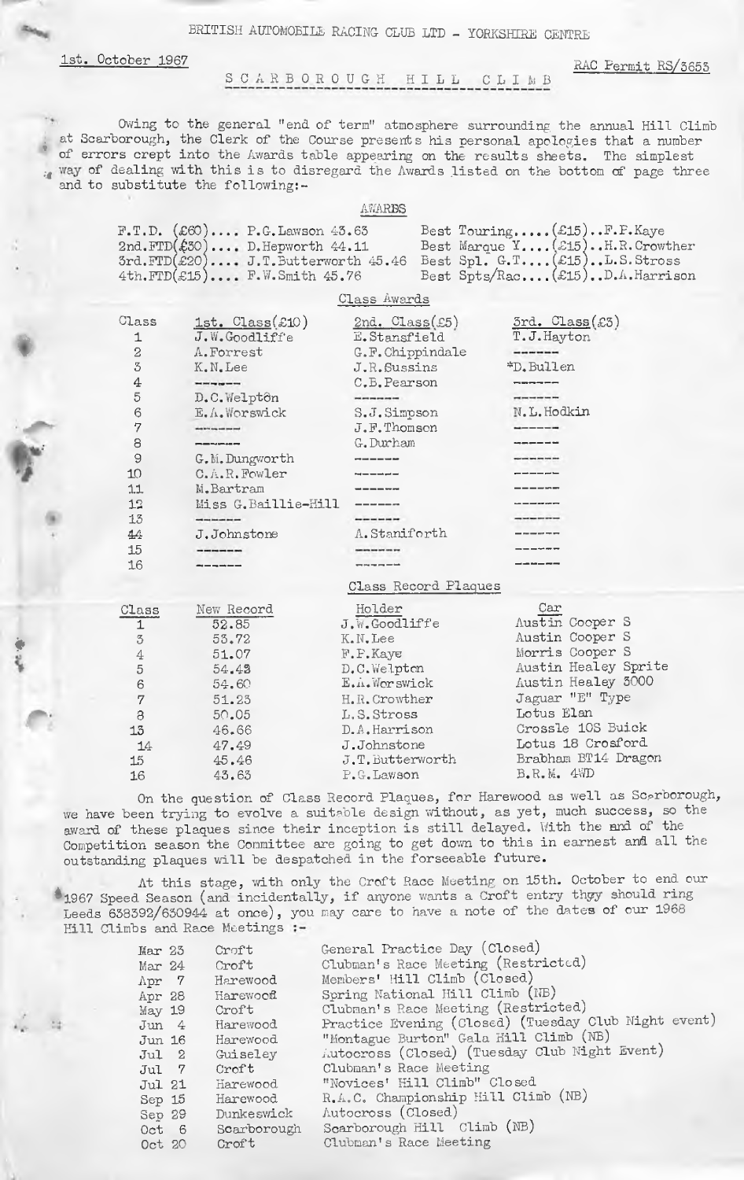BRITISH AUTOMOBILE RACING CLUB LTD - YORKSHIRE CENTRE

1st. October 1967

RAC Permit RS/3653

# SCARBOROUGH HILL CLIMB

Owing to the general "end of term" atmosphere surrounding the annual Hill Climb at Scarborough, the Clerk of the Course presents his personal apologies that a number of errors crept into the Awards table appearing on the results sheets. The simplest way of dealing with this is to disregard the Awards listed on the bottom of page three and to substitute the following:-

## AWARDS

| | |
|---|---|
| F.T.D. (£60).... P.G.Lawson 43.63 | Best Touring.....(£15)..F.P.Kaye |
| 2nd.FTD(£30).... D.Hepworth 44.11 | Best Marque Y....(£15)..H.R.Crowther |
| 3rd.FTD(£20).... J.T.Butterworth 45.46 | Best Spl. G.T....(£15)..L.S.Stross |
| 4th.FTD(£15).... F.W.Smith 45.76 | Best Spts/Rac....(£15)..D.A.Harrison |

### Class Awards

| Class | 1st. Class(£10) | 2nd. Class(£5) | 3rd. Class(£3) |
|---|---|---|---|
| 1 | J.W.Goodliffe | E.Stansfield | T.J.Hayton |
| 2 | A.Forrest | G.F.Chippindale | ------ |
| 3 | K.N.Lee | J.R.Sussins | *D.Bullen |
| 4 | ------ | C.B.Pearson | ------ |
| 5 | D.C.Welpton | ------ | ------ |
| 6 | E.A.Worswick | S.J.Simpson | N.L.Hodkin |
| 7 | ------ | J.F.Thomson | ------ |
| 8 | ------ | G.Durham | ------ |
| 9 | G.M.Dungworth | ------ | ------ |
| 10 | C.A.R.Fowler | ------ | ------ |
| 11 | M.Bertram | ------ | ------ |
| 12 | Miss G.Baillie-Hill | ------ | ------ |
| 13 | ------ | ------ | ------ |
| 14 | J.Johnstone | A.Staniforth | ------ |
| 15 | ------ | ------ | ------ |
| 16 | ------ | ------ | ------ |

### Class Record Plaques

| Class | New Record | Holder | Car |
|---|---|---|---|
| 1 | 52.85 | J.W.Goodliffe | Austin Cooper S |
| 3 | 53.72 | K.N.Lee | Austin Cooper S |
| 4 | 51.07 | F.P.Kaye | Morris Cooper S |
| 5 | 54.43 | D.C.Welpton | Austin Healey Sprite |
| 6 | 54.60 | E.A.Worswick | Austin Healey 3000 |
| 7 | 51.23 | H.R.Crowther | Jaguar "E" Type |
| 8 | 50.05 | L.S.Stross | Lotus Elan |
| 13 | 46.66 | D.A.Harrison | Crossle 10S Buick |
| 14 | 47.49 | J.Johnstone | Lotus 18 Crosford |
| 15 | 45.46 | J.T.Butterworth | Brabham BT14 Dragon |
| 16 | 43.63 | P.G.Lawson | B.R.M. 4WD |

On the question of Class Record Plaques, for Harewood as well as Scarborough, we have been trying to evolve a suitable design without, as yet, much success, so the award of these plaques since their inception is still delayed. With the end of the Competition season the Committee are going to get down to this in earnest and all the outstanding plaques will be despatched in the forseeable future.

At this stage, with only the Croft Race Meeting on 15th. October to end our 1967 Speed Season (and incidentally, if anyone wants a Croft entry they should ring Leeds 638392/630944 at once), you may care to have a note of the dates of our 1968 Hill Climbs and Race Meetings :-

| | | |
|---|---|---|
| Mar 23 | Croft | General Practice Day (Closed) |
| Mar 24 | Croft | Clubman's Race Meeting (Restricted) |
| Apr 7 | Harewood | Members' Hill Climb (Closed) |
| Apr 28 | Harewood | Spring National Hill Climb (NB) |
| May 19 | Croft | Clubman's Race Meeting (Restricted) |
| Jun 4 | Harewood | Practice Evening (Closed) (Tuesday Club Night event) |
| Jun 16 | Harewood | "Montague Burton" Gala Hill Climb (NB) |
| Jul 2 | Guiseley | Autocross (Closed) (Tuesday Club Night Event) |
| Jul 7 | Croft | Clubman's Race Meeting |
| Jul 21 | Harewood | "Novices' Hill Climb" Closed |
| Sep 15 | Harewood | R.A.C. Championship Hill Climb (NB) |
| Sep 29 | Dunkeswick | Autocross (Closed) |
| Oct 6 | Scarborough | Scarborough Hill Climb (NB) |
| Oct 20 | Croft | Clubman's Race Meeting |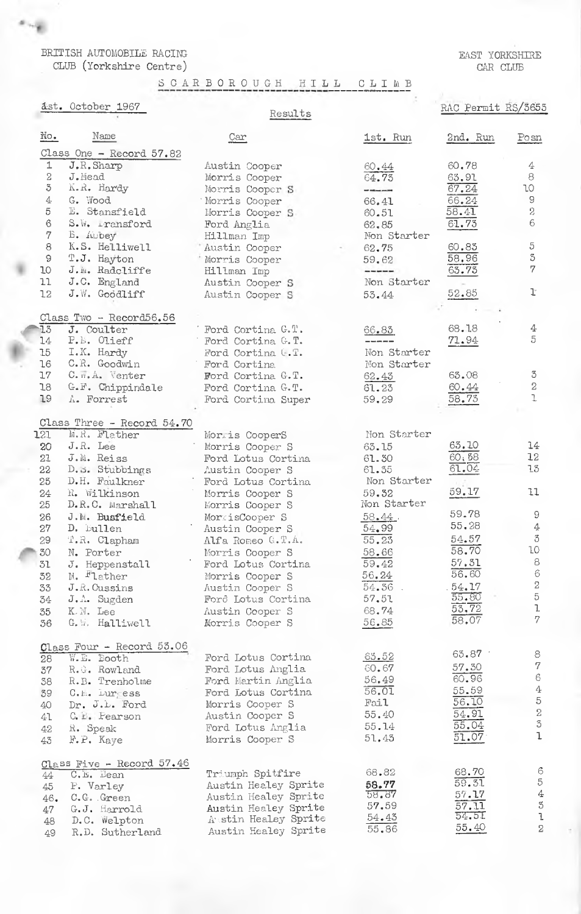BRITISH AUTOMOBILE RACING CLUB (Yorkshire Centre)

EAST YORKSHIRE CAR CLUB

# SCARBOROUGH HILL CLIMB

1st. October 1967

Results

RAC Permit RS/3655

| No. | Name | Car | 1st. Run | 2nd. Run | Posn |
|---|---|---|---|---|---|
| **Class One - Record 57.82** | | | | | |
| 1 | J.R. Sharp | Austin Cooper | 60.44 | 60.78 | 4 |
| 2 | J. Mead | Morris Cooper | 64.73 | 63.91 | 8 |
| 3 | K.R. Hardy | Morris Cooper S | ----- | 67.24 | 10 |
| 4 | G. Wood | Morris Cooper | 66.41 | 66.24 | 9 |
| 5 | E. Stansfield | Morris Cooper S | 60.51 | 58.41 | 2 |
| 6 | S.W. Transford | Ford Anglia | 62.85 | 61.73 | 6 |
| 7 | E. Aubey | Hillman Imp | Non Starter | | |
| 8 | K.S. Helliwell | Austin Cooper | 62.75 | 60.83 | 5 |
| 9 | T.J. Hayton | Morris Cooper | 59.62 | 58.96 | 3 |
| 10 | J.M. Radcliffe | Hillman Imp | ----- | 63.73 | 7 |
| 11 | J.C. England | Austin Cooper S | Non Starter | | |
| 12 | J.W. Goodliff | Austin Cooper S | 53.44 | 52.85 | 1 |
| **Class Two - Record 56.56** | | | | | |
| 13 | J. Coulter | Ford Cortina G.T. | 66.83 | 68.18 | 4 |
| 14 | P.B. Olieff | Ford Cortina G.T. | ----- | 71.94 | 5 |
| 15 | I.K. Hardy | Ford Cortina G.T. | Non Starter | | |
| 16 | C.R. Goodwin | Ford Cortina | Non Starter | | |
| 17 | C.W.A. Venter | Ford Cortina G.T. | 62.43 | 63.08 | 3 |
| 18 | G.F. Chippindale | Ford Cortina G.T. | 61.23 | 60.44 | 2 |
| 19 | A. Forrest | Ford Cortina Super | 59.29 | 58.73 | 1 |
| **Class Three - Record 54.70** | | | | | |
| 121 | M.R. Flather | Morris CooperS | Non Starter | | |
| 20 | J.R. Lee | Morris Cooper S | 63.15 | 63.10 | 14 |
| 21 | J.M. Reiss | Ford Lotus Cortina | 61.30 | 60.58 | 12 |
| 22 | D.S. Stubbings | Austin Cooper S | 61.35 | 61.04 | 13 |
| 23 | D.H. Faulkner | Ford Lotus Cortina | Non Starter | | |
| 24 | R. Wilkinson | Morris Cooper S | 59.32 | 59.17 | 11 |
| 25 | D.R.C. Marshall | Morris Cooper S | Non Starter | | |
| 26 | J.M. Busfield | MorrisCooper S | 58.44 | 59.78 | 9 |
| 27 | D. Bullen | Austin Cooper S | 54.99 | 55.28 | 4 |
| 29 | T.R. Clapham | Alfa Romeo G.T.A. | 55.23 | 54.57 | 3 |
| 30 | N. Porter | Morris Cooper S | 58.66 | 58.70 | 10 |
| 31 | J. Heppenstall | Ford Lotus Cortina | 59.42 | 57.31 | 8 |
| 32 | M. Flather | Morris Cooper S | 56.24 | 56.60 | 6 |
| 33 | J.R. Cussins | Austin Cooper S | 54.36 | 54.17 | 2 |
| 34 | J.A. Sugden | Ford Lotus Cortina | 57.51 | 55.80 | 5 |
| 35 | K.N. Lee | Austin Cooper S | 68.74 | 53.72 | 1 |
| 36 | G.W. Halliwell | Morris Cooper S | 56.85 | 58.07 | 7 |
| **Class Four - Record 53.06** | | | | | |
| 28 | W.E. Booth | Ford Lotus Cortina | 63.52 | 63.87 | 8 |
| 37 | R.G. Rowland | Ford Lotus Anglia | 60.67 | 57.30 | 7 |
| 38 | R.B. Trenholme | Ford Martin Anglia | 56.49 | 60.96 | 6 |
| 39 | C.M. Burgess | Ford Lotus Cortina | 56.01 | 55.59 | 4 |
| 40 | Dr. J.L. Ford | Morris Cooper S | Fail | 56.10 | 5 |
| 41 | C.E. Pearson | Austin Cooper S | 55.40 | 54.91 | 2 |
| 42 | R. Speak | Ford Lotus Anglia | 55.14 | 55.04 | 3 |
| 43 | F.P. Kaye | Morris Cooper S | 51.43 | 51.07 | 1 |
| **Class Five - Record 57.46** | | | | | |
| 44 | C.E. Bean | Triumph Spitfire | 68.82 | 68.70 | 6 |
| 45 | P. Varley | Austin Healey Sprite | 58.77 | 59.31 | 5 |
| 46 | C.G. Green | Austin Healey Sprite | 58.87 | 57.17 | 4 |
| 47 | G.J. Harrold | Austin Healey Sprite | 57.59 | 57.11 | 3 |
| 48 | D.C. Welpton | Austin Healey Sprite | 54.43 | 54.51 | 1 |
| 49 | R.D. Sutherland | Austin Healey Sprite | 55.86 | 55.40 | 2 |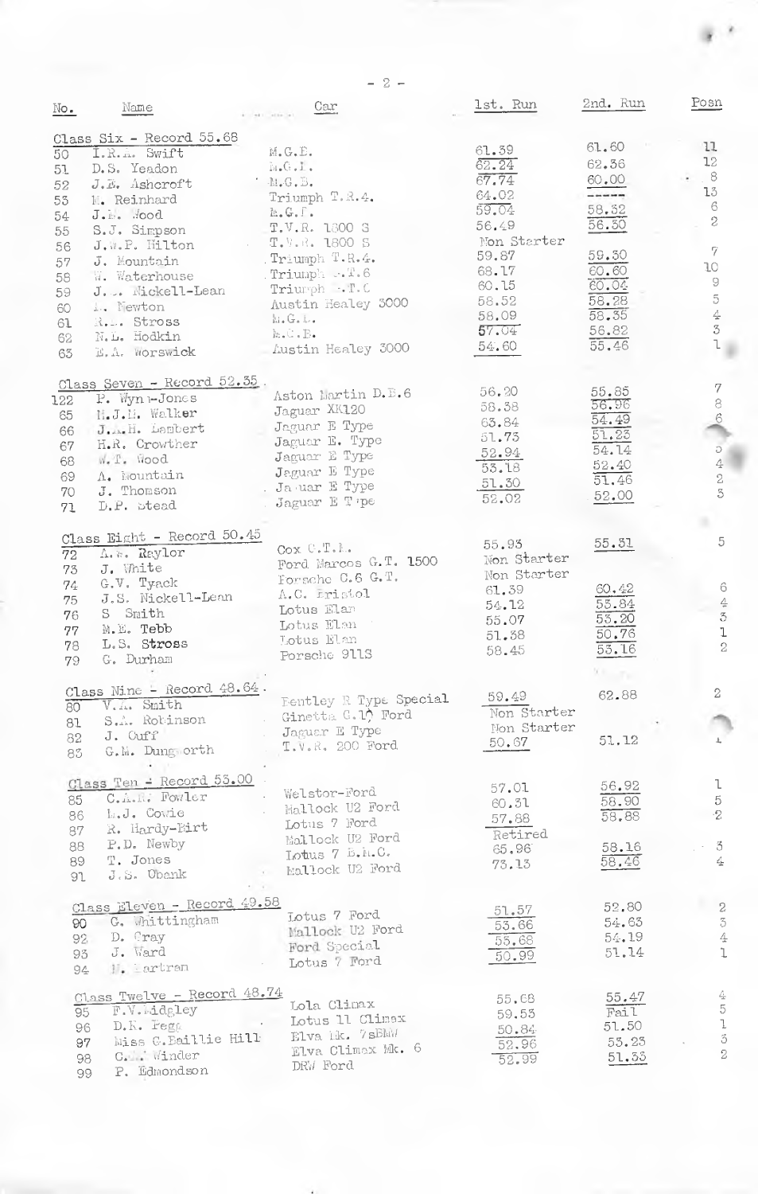| No. | Name | Car | 1st. Run | 2nd. Run | Posn |
|---|---|---|---|---|---|
| **Class Six - Record 55.68** | | | | | |
| 50 | I.R.A. Swift | M.G.B. | 61.39 | 61.60 | 11 |
| 51 | D.S. Yeadon | M.G.B. | 62.24 | 62.36 | 12 |
| 52 | J.E. Ashcroft | M.G.B. | 67.74 | 60.00 | 8 |
| 53 | M. Reinhard | Triumph T.R.4. | 64.02 | ----- | 13 |
| 54 | J.B. Wood | M.G.B. | 59.04 | 58.52 | 6 |
| 55 | S.J. Simpson | T.V.R. 1800 S | 56.49 | 56.50 | 2 |
| 56 | J.W.P. Hilton | T.V.R. 1800 S | Non Starter | | |
| 57 | J. Mountain | Triumph T.R.4. | 59.87 | 59.30 | 7 |
| 58 | W. Waterhouse | Triumph T.T.6 | 68.17 | 60.60 | 10 |
| 59 | J. . Nickell-Lean | Triumph T.T.6 | 60.15 | 60.04 | 9 |
| 60 | L. Newton | Austin Healey 3000 | 58.52 | 58.28 | 5 |
| 61 | R.L. Stross | M.G.B. | 58.09 | 58.35 | 4 |
| 62 | N.L. Hodkin | M.G.B. | 57.04 | 56.82 | 3 |
| 63 | E.A. Worswick | Austin Healey 3000 | 54.60 | 55.46 | 1 |
| **Class Seven - Record 52.35** | | | | | |
| 122 | P. Wynn-Jones | Aston Martin D.B.6 | 56.20 | 55.85 | 7 |
| 65 | M.J.H. Walker | Jaguar XK120 | 58.38 | 56.96 | 8 |
| 66 | J.A.H. Lambert | Jaguar E Type | 63.84 | 54.49 | 6 |
| 67 | H.R. Crowther | Jaguar E. Type | 51.73 | 51.23 | |
| 68 | W.T. Wood | Jaguar E Type | 52.94 | 54.14 | 5 |
| 69 | A. Mountain | Jaguar E Type | 53.18 | 52.40 | 4 |
| 70 | J. Thomson | Jaguar E Type | 51.30 | 51.46 | 2 |
| 71 | D.P. Stead | Jaguar E Type | 52.02 | 52.00 | 3 |
| **Class Eight - Record 50.45** | | | | | |
| 72 | A.W. Raylor | Cox G.T.M. | 55.93 | 55.31 | 5 |
| 73 | J. White | Ford Marcos G.T. 1500 | Non Starter | | |
| 74 | G.V. Tyack | Porsche C.6 G.T. | Non Starter | | |
| 75 | J.S. Nickell-Lean | A.C. Bristol | 61.39 | 60.42 | 6 |
| 76 | S Smith | Lotus Elan | 54.12 | 53.84 | 4 |
| 77 | M.E. Tebb | Lotus Elan | 55.07 | 53.20 | 3 |
| 78 | L.S. Stross | Lotus Elan | 51.38 | 50.76 | 1 |
| 79 | G. Durham | Porsche 911S | 58.45 | 53.16 | 2 |
| **Class Nine - Record 48.64** | | | | | |
| 80 | V.A. Smith | Bentley R Type Special | 59.49 | 62.88 | 2 |
| 81 | S.A. Robinson | Ginetta G.10 Ford | Non Starter | | |
| 82 | J. Cuff | Jaguar E Type | Non Starter | | |
| 83 | G.M. Dungworth | T.V.R. 200 Ford | 50.67 | 51.12 | 1 |
| **Class Ten - Record 53.00** | | | | | |
| 85 | C.A.R. Fowler | Welstor-Ford | 57.01 | 56.92 | 1 |
| 86 | M.J. Cowie | Mallock U2 Ford | 60.31 | 58.90 | 5 |
| 87 | R. Hardy-Birt | Lotus 7 Ford | 57.88 | 58.88 | 2 |
| 88 | P.D. Newby | Mallock U2 Ford | Retired | | |
| 89 | T. Jones | Lotus 7 B.M.C. | 65.96 | 58.16 | 3 |
| 91 | J.S. Ubank | Mallock U2 Ford | 73.13 | 58.46 | 4 |
| **Class Eleven - Record 49.58** | | | | | |
| 90 | G. Whittingham | Lotus 7 Ford | 51.57 | 52.80 | 2 |
| 92 | D. Gray | Mallock U2 Ford | 53.66 | 54.63 | 3 |
| 93 | J. Ward | Ford Special | 55.68 | 54.19 | 4 |
| 94 | M. Bartram | Lotus 7 Ford | 50.99 | 51.14 | 1 |
| **Class Twelve - Record 48.74** | | | | | |
| 95 | F.V. Midgley | Lola Climax | 55.68 | 55.47 | 4 |
| 96 | D.K. Pegg | Lotus 11 Climax | 59.53 | Fail | 5 |
| 97 | Miss C. Baillie Hill | Elva Mk. 7 sBMW | 50.84 | 51.50 | 1 |
| 98 | C.W. Winder | Elva Climax Mk. 6 | 52.96 | 53.23 | 3 |
| 99 | P. Edmondson | DRW Ford | 52.99 | 51.33 | 2 |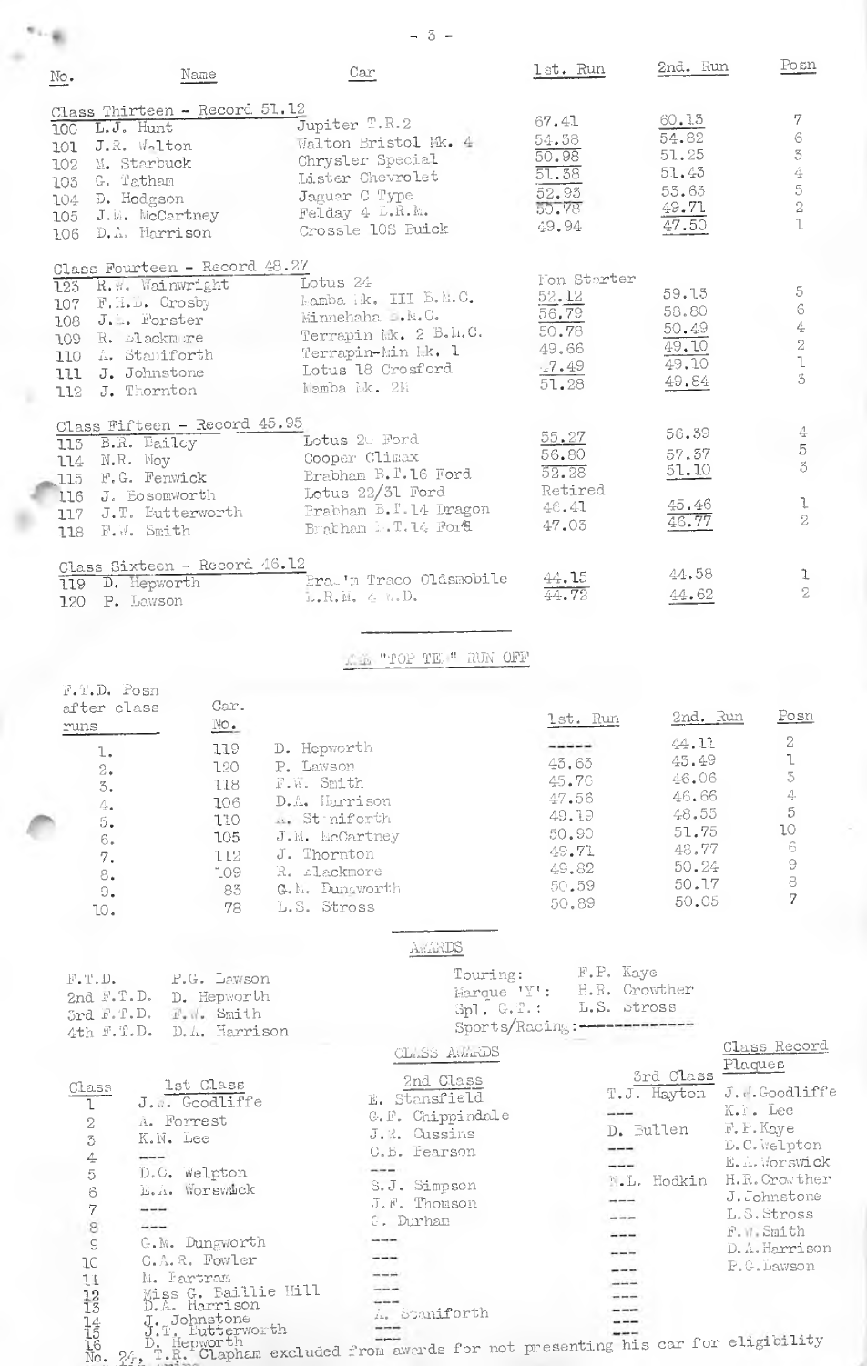| No. | Name | Car | 1st. Run | 2nd. Run | Posn |
|---|---|---|---|---|---|
| **Class Thirteen - Record 51.12** | | | | | |
| 100 | L.J. Hunt | Jupiter T.R.2 | 67.41 | 60.13 | 7 |
| 101 | J.R. Walton | Walton Bristol Mk. 4 | 54.38 | 54.62 | 6 |
| 102 | M. Starbuck | Chrysler Special | 50.98 | 51.25 | 3 |
| 103 | G. Tatham | Lister Chevrolet | 51.38 | 51.43 | 4 |
| 104 | D. Hodgson | Jaguar C Type | 52.93 | 53.63 | 5 |
| 105 | J.M. McCartney | Felday 4 B.R.M. | 50.78 | 49.71 | 2 |
| 106 | D.A. Harrison | Crossle 10S Buick | 49.94 | 47.50 | 1 |
| **Class Fourteen - Record 48.27** | | | | | |
| 123 | R.W. Wainwright | Lotus 24 | Non Starter | | |
| 107 | F.M.D. Crosby | Mamba Mk. III B.M.C. | 52.12 | 59.13 | 5 |
| 108 | J.M. Forster | Minnehaha B.M.C. | 56.79 | 58.80 | 6 |
| 109 | R. Blackmore | Terrapin Mk. 2 B.M.C. | 50.78 | 50.49 | 4 |
| 110 | A. Staniforth | Terrapin-Min Mk. 1 | 49.66 | 49.10 | 2 |
| 111 | J. Johnstone | Lotus 18 Crosford | 47.49 | 49.10 | 1 |
| 112 | J. Thornton | Mamba Mk. 2M | 51.28 | 49.84 | 3 |
| **Class Fifteen - Record 45.95** | | | | | |
| 113 | B.R. Bailey | Lotus 20 Ford | 55.27 | 56.39 | 4 |
| 114 | N.R. Moy | Cooper Climax | 56.80 | 57.37 | 5 |
| 115 | F.G. Fenwick | Brabham B.T.16 Ford | 52.28 | 51.10 | 3 |
| 116 | J. Bosomworth | Lotus 22/31 Ford | Retired | | |
| 117 | J.T. Butterworth | Brabham B.T.14 Dragon | 46.41 | 45.46 | 1 |
| 118 | F.W. Smith | Brabham B.T.14 Ford | 47.03 | 46.77 | 2 |
| **Class Sixteen - Record 46.12** | | | | | |
| 119 | D. Hepworth | Brabham Traco Oldsmobile | 44.15 | 44.58 | 1 |
| 120 | P. Lawson | B.R.M. 4 W.D. | 44.72 | 44.62 | 2 |

## THE "TOP TEN" RUN OFF

| F.T.D. Posn after class runs | Car. No. | | 1st. Run | 2nd. Run | Posn |
|---|---|---|---|---|---|
| 1. | 119 | D. Hepworth | ----- | 44.11 | 2 |
| 2. | 120 | P. Lawson | 43.63 | 43.49 | 1 |
| 3. | 118 | F.W. Smith | 45.76 | 46.06 | 3 |
| 4. | 106 | D.A. Harrison | 47.56 | 46.66 | 4 |
| 5. | 110 | A. Staniforth | 49.19 | 48.55 | 5 |
| 6. | 105 | J.M. McCartney | 50.90 | 51.75 | 10 |
| 7. | 112 | J. Thornton | 49.71 | 48.77 | 6 |
| 8. | 109 | R. Blackmore | 49.82 | 50.24 | 9 |
| 9. | 83 | G.M. Dungworth | 50.59 | 50.17 | 8 |
| 10. | 78 | L.S. Stross | 50.89 | 50.05 | 7 |

## AWARDS

F.T.D. P.G. Lawson
2nd F.T.D. D. Hepworth
3rd F.T.D. F.W. Smith
4th F.T.D. D.A. Harrison

Touring: F.P. Kaye
Marque 'Y': H.R. Crowther
Spl. G.T.: L.S. Stross
Sports/Racing: ------------

### CLASS AWARDS

| Class | 1st Class | 2nd Class | 3rd Class | Class Record Plaques |
|---|---|---|---|---|
| 1 | J.W. Goodliffe | E. Stansfield | T.J. Hayton | J.W.Goodliffe |
| 2 | A. Forrest | G.F. Chippindale | --- | K.N. Lee |
| 3 | K.N. Lee | J.R. Cussins | D. Bullen | F.P.Kaye |
| 4 | --- | C.B. Pearson | --- | D.C.Welpton |
| 5 | D.C. Welpton | --- | --- | E.A.Worswick |
| 6 | E.A. Worswick | S.J. Simpson | W.L. Hodkin | H.R.Crowther |
| 7 | --- | J.F. Thomson | --- | J.Johnstone |
| 8 | --- | G. Durham | --- | L.S.Stross |
| 9 | G.M. Dungworth | --- | --- | F.W.Smith |
| 10 | C.A.R. Fowler | --- | --- | D.A.Harrison |
| 11 | M. Partram | --- | --- | P.G.Lawson |
| 12 | Miss G. Baillie Hill | --- | --- | |
| 13 | D.A. Harrison | --- | --- | |
| 14 | J. Johnstone | A. Staniforth | --- | |
| 15 | J.T. Butterworth | --- | --- | |
| 16 | D. Hepworth | --- | --- | |

No. 24, T.R. Clapham excluded from awards for not presenting his car for eligibility